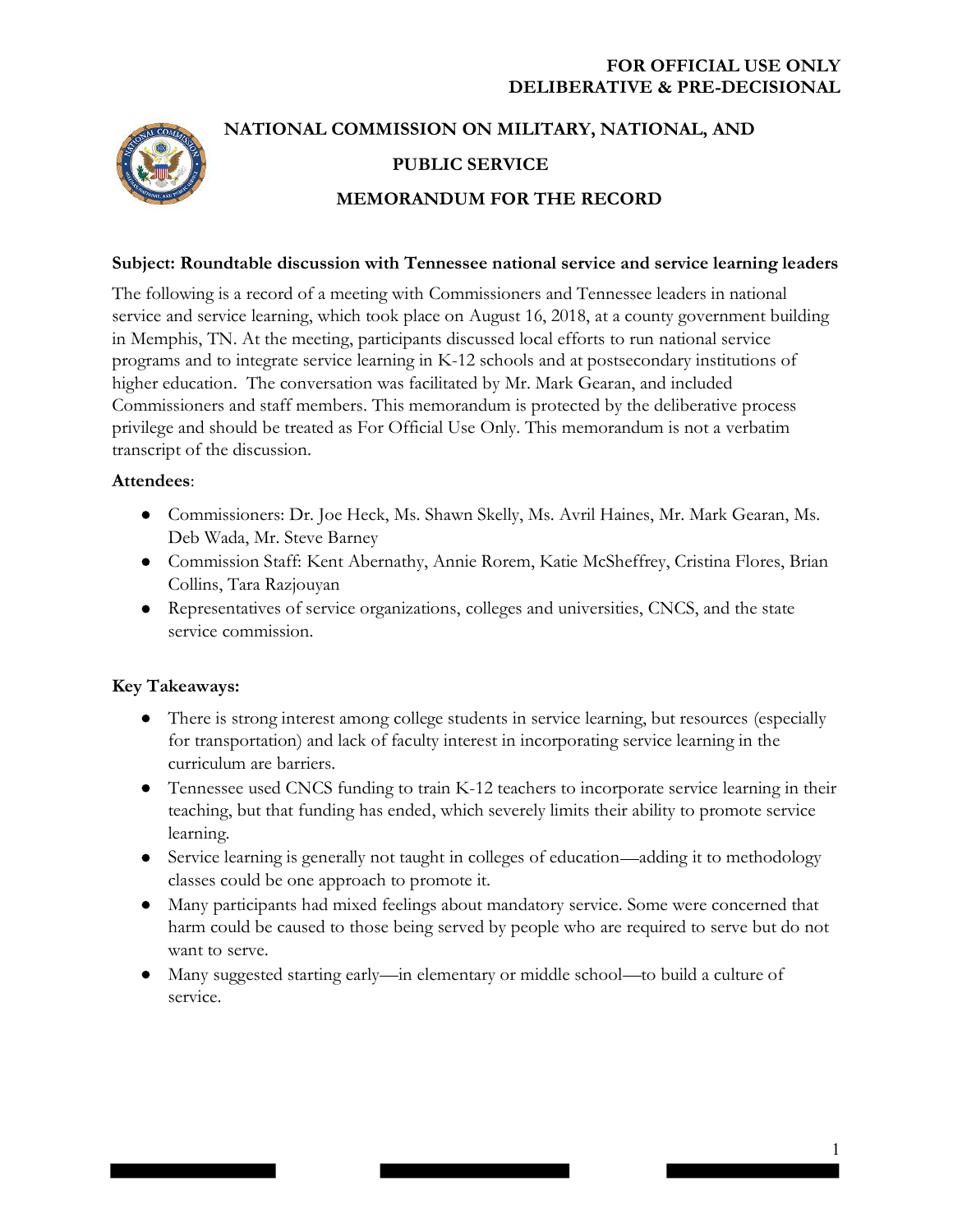**FOR OFFICIAL USE ONLY**
**DELIBERATIVE & PRE-DECISIONAL**

# NATIONAL COMMISSION ON MILITARY, NATIONAL, AND PUBLIC SERVICE

## MEMORANDUM FOR THE RECORD

**Subject: Roundtable discussion with Tennessee national service and service learning leaders**

The following is a record of a meeting with Commissioners and Tennessee leaders in national service and service learning, which took place on August 16, 2018, at a county government building in Memphis, TN. At the meeting, participants discussed local efforts to run national service programs and to integrate service learning in K-12 schools and at postsecondary institutions of higher education. The conversation was facilitated by Mr. Mark Gearan, and included Commissioners and staff members. This memorandum is protected by the deliberative process privilege and should be treated as For Official Use Only. This memorandum is not a verbatim transcript of the discussion.

**Attendees**:

- Commissioners: Dr. Joe Heck, Ms. Shawn Skelly, Ms. Avril Haines, Mr. Mark Gearan, Ms. Deb Wada, Mr. Steve Barney
- Commission Staff: Kent Abernathy, Annie Rorem, Katie McSheffrey, Cristina Flores, Brian Collins, Tara Razjouyan
- Representatives of service organizations, colleges and universities, CNCS, and the state service commission.

**Key Takeaways:**

- There is strong interest among college students in service learning, but resources (especially for transportation) and lack of faculty interest in incorporating service learning in the curriculum are barriers.
- Tennessee used CNCS funding to train K-12 teachers to incorporate service learning in their teaching, but that funding has ended, which severely limits their ability to promote service learning.
- Service learning is generally not taught in colleges of education—adding it to methodology classes could be one approach to promote it.
- Many participants had mixed feelings about mandatory service. Some were concerned that harm could be caused to those being served by people who are required to serve but do not want to serve.
- Many suggested starting early—in elementary or middle school—to build a culture of service.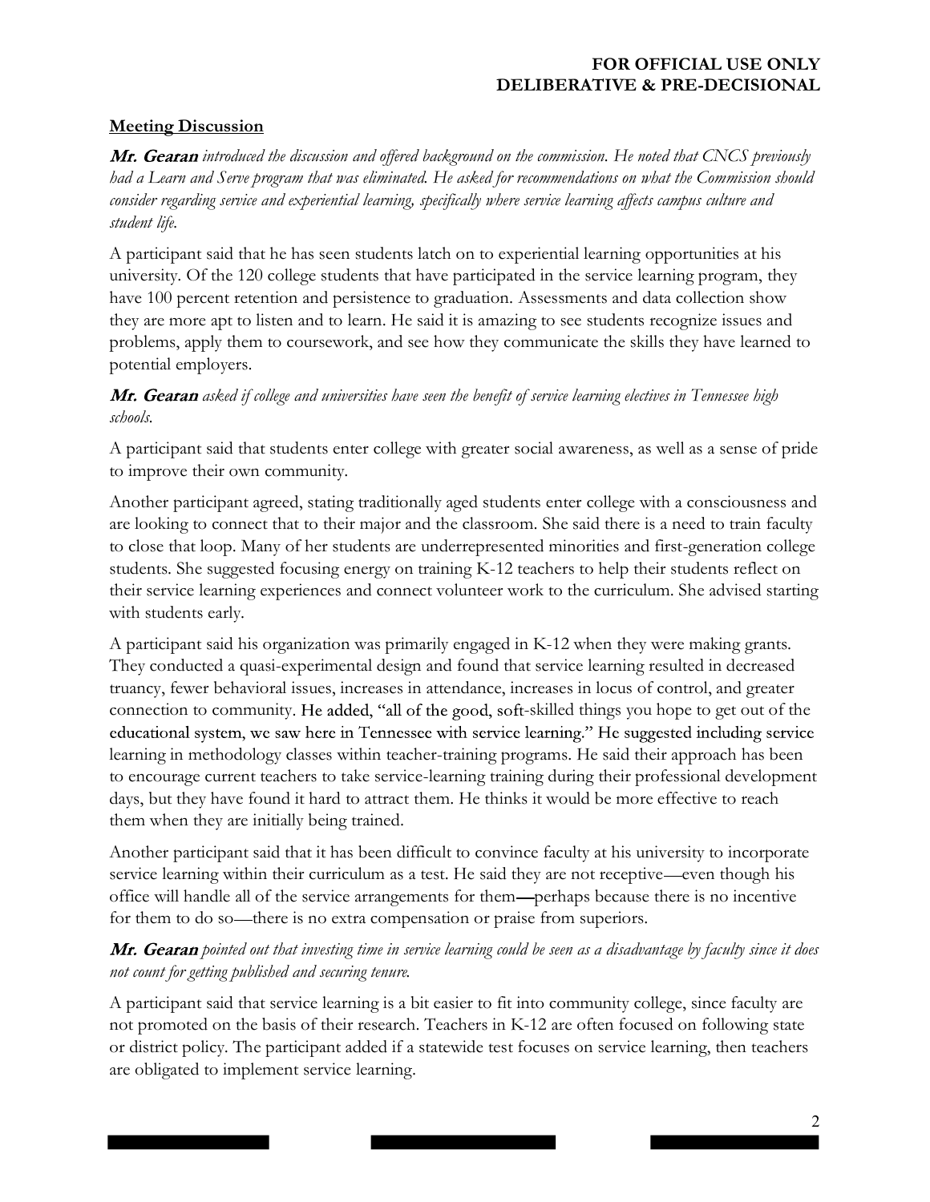**Meeting Discussion**

***Mr. Gearan*** *introduced the discussion and offered background on the commission. He noted that CNCS previously had a Learn and Serve program that was eliminated. He asked for recommendations on what the Commission should consider regarding service and experiential learning, specifically where service learning affects campus culture and student life.*

A participant said that he has seen students latch on to experiential learning opportunities at his university. Of the 120 college students that have participated in the service learning program, they have 100 percent retention and persistence to graduation. Assessments and data collection show they are more apt to listen and to learn. He said it is amazing to see students recognize issues and problems, apply them to coursework, and see how they communicate the skills they have learned to potential employers.

***Mr. Gearan*** *asked if college and universities have seen the benefit of service learning electives in Tennessee high schools.*

A participant said that students enter college with greater social awareness, as well as a sense of pride to improve their own community.

Another participant agreed, stating traditionally aged students enter college with a consciousness and are looking to connect that to their major and the classroom. She said there is a need to train faculty to close that loop. Many of her students are underrepresented minorities and first-generation college students. She suggested focusing energy on training K-12 teachers to help their students reflect on their service learning experiences and connect volunteer work to the curriculum. She advised starting with students early.

A participant said his organization was primarily engaged in K-12 when they were making grants. They conducted a quasi-experimental design and found that service learning resulted in decreased truancy, fewer behavioral issues, increases in attendance, increases in locus of control, and greater connection to community. He added, "all of the good, soft-skilled things you hope to get out of the educational system, we saw here in Tennessee with service learning." He suggested including service learning in methodology classes within teacher-training programs. He said their approach has been to encourage current teachers to take service-learning training during their professional development days, but they have found it hard to attract them. He thinks it would be more effective to reach them when they are initially being trained.

Another participant said that it has been difficult to convince faculty at his university to incorporate service learning within their curriculum as a test. He said they are not receptive—even though his office will handle all of the service arrangements for them—perhaps because there is no incentive for them to do so—there is no extra compensation or praise from superiors.

***Mr. Gearan*** *pointed out that investing time in service learning could be seen as a disadvantage by faculty since it does not count for getting published and securing tenure.*

A participant said that service learning is a bit easier to fit into community college, since faculty are not promoted on the basis of their research. Teachers in K-12 are often focused on following state or district policy. The participant added if a statewide test focuses on service learning, then teachers are obligated to implement service learning.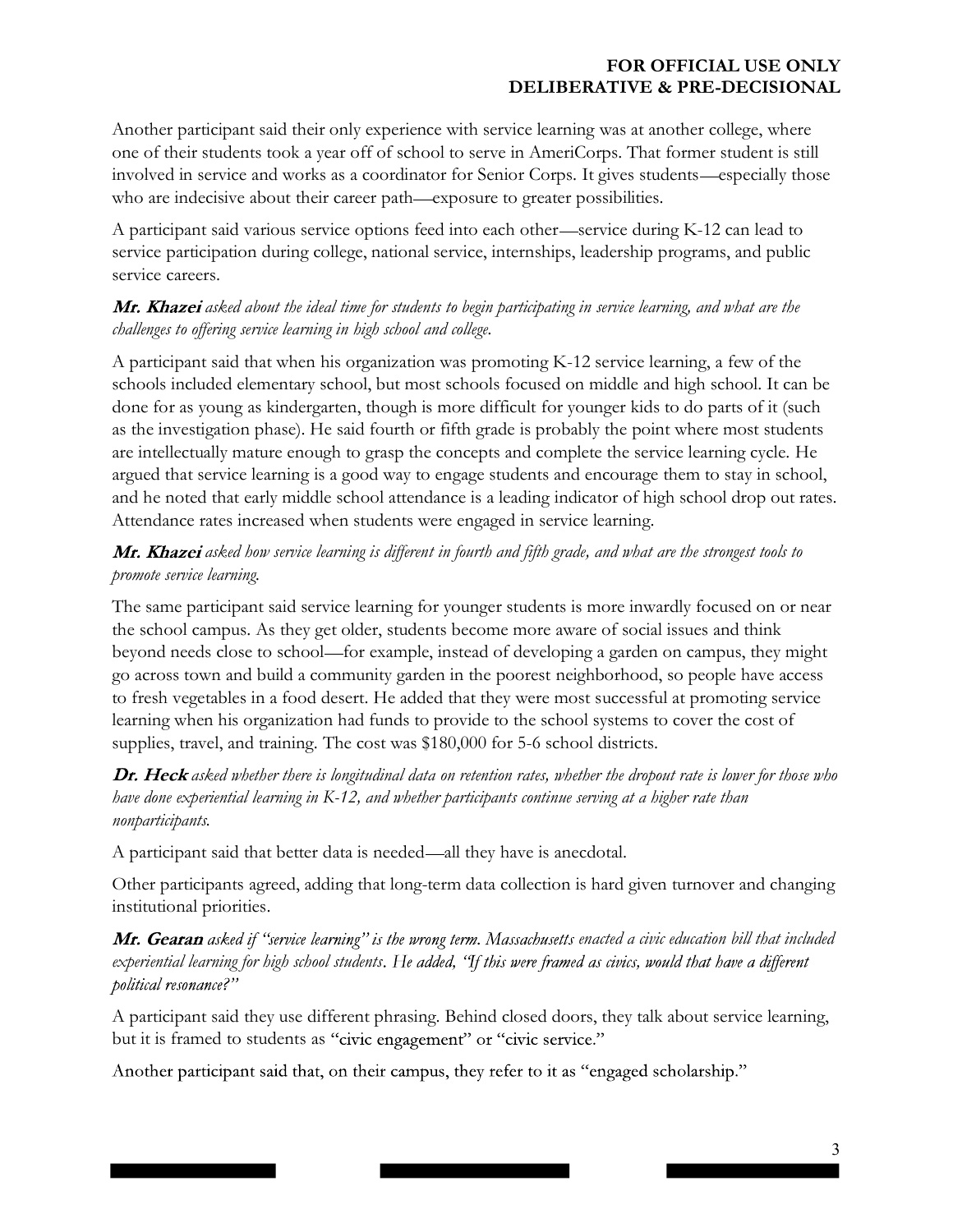Another participant said their only experience with service learning was at another college, where one of their students took a year off of school to serve in AmeriCorps. That former student is still involved in service and works as a coordinator for Senior Corps. It gives students—especially those who are indecisive about their career path—exposure to greater possibilities.

A participant said various service options feed into each other—service during K-12 can lead to service participation during college, national service, internships, leadership programs, and public service careers.

***Mr. Khazei** asked about the ideal time for students to begin participating in service learning, and what are the challenges to offering service learning in high school and college.*

A participant said that when his organization was promoting K-12 service learning, a few of the schools included elementary school, but most schools focused on middle and high school. It can be done for as young as kindergarten, though is more difficult for younger kids to do parts of it (such as the investigation phase). He said fourth or fifth grade is probably the point where most students are intellectually mature enough to grasp the concepts and complete the service learning cycle. He argued that service learning is a good way to engage students and encourage them to stay in school, and he noted that early middle school attendance is a leading indicator of high school drop out rates. Attendance rates increased when students were engaged in service learning.

***Mr. Khazei** asked how service learning is different in fourth and fifth grade, and what are the strongest tools to promote service learning.*

The same participant said service learning for younger students is more inwardly focused on or near the school campus. As they get older, students become more aware of social issues and think beyond needs close to school—for example, instead of developing a garden on campus, they might go across town and build a community garden in the poorest neighborhood, so people have access to fresh vegetables in a food desert. He added that they were most successful at promoting service learning when his organization had funds to provide to the school systems to cover the cost of supplies, travel, and training. The cost was $180,000 for 5-6 school districts.

***Dr. Heck** asked whether there is longitudinal data on retention rates, whether the dropout rate is lower for those who have done experiential learning in K-12, and whether participants continue serving at a higher rate than nonparticipants.*

A participant said that better data is needed—all they have is anecdotal.

Other participants agreed, adding that long-term data collection is hard given turnover and changing institutional priorities.

***Mr. Gearan** asked if "service learning" is the wrong term. Massachusetts enacted a civic education bill that included experiential learning for high school students. He added, "If this were framed as civics, would that have a different political resonance?"*

A participant said they use different phrasing. Behind closed doors, they talk about service learning, but it is framed to students as "civic engagement" or "civic service."

Another participant said that, on their campus, they refer to it as "engaged scholarship."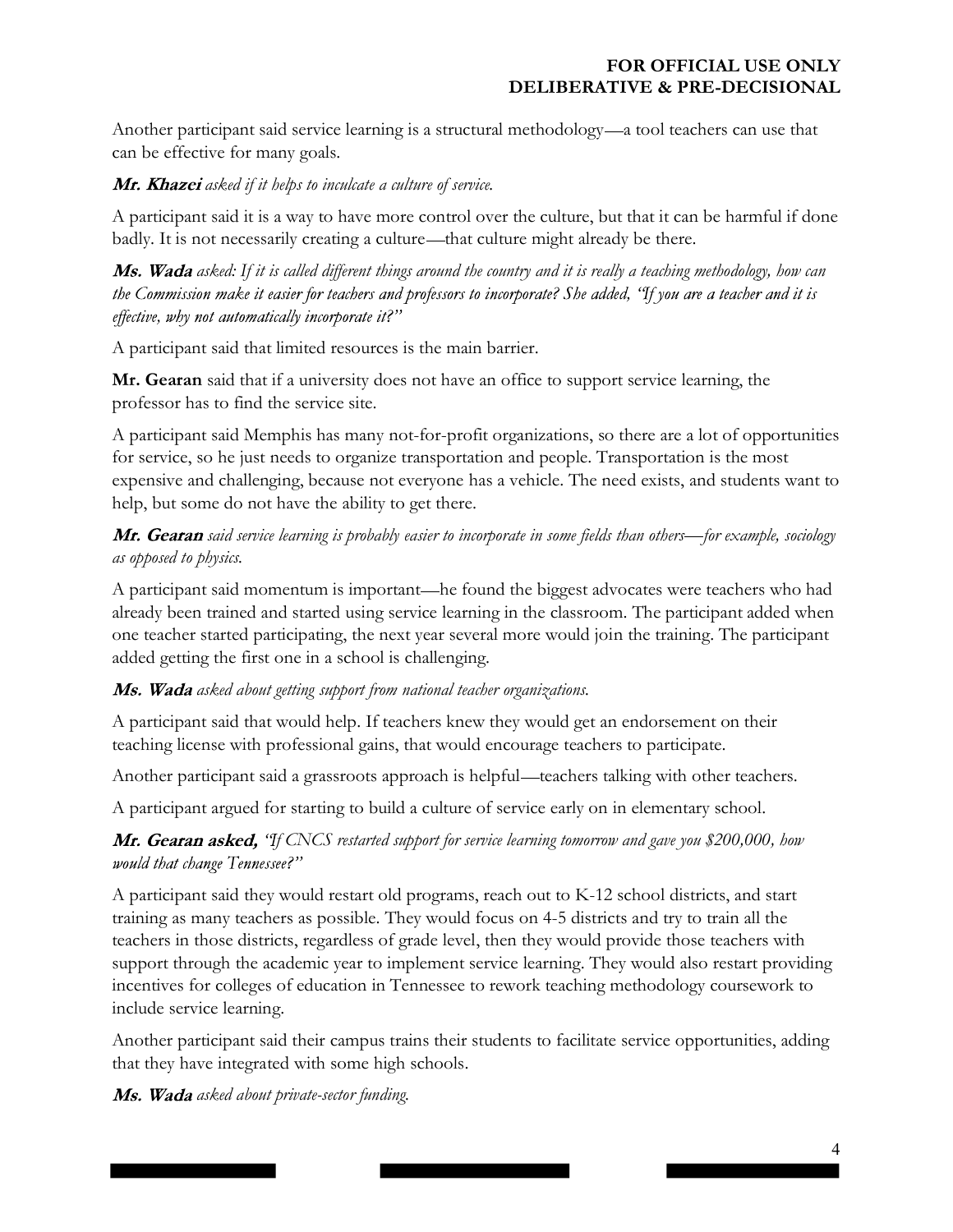Another participant said service learning is a structural methodology—a tool teachers can use that can be effective for many goals.

***Mr. Khazei*** *asked if it helps to inculcate a culture of service.*

A participant said it is a way to have more control over the culture, but that it can be harmful if done badly. It is not necessarily creating a culture—that culture might already be there.

***Ms. Wada*** *asked: If it is called different things around the country and it is really a teaching methodology, how can the Commission make it easier for teachers and professors to incorporate? She added, "If you are a teacher and it is effective, why not automatically incorporate it?"*

A participant said that limited resources is the main barrier.

**Mr. Gearan** said that if a university does not have an office to support service learning, the professor has to find the service site.

A participant said Memphis has many not-for-profit organizations, so there are a lot of opportunities for service, so he just needs to organize transportation and people. Transportation is the most expensive and challenging, because not everyone has a vehicle. The need exists, and students want to help, but some do not have the ability to get there.

***Mr. Gearan*** *said service learning is probably easier to incorporate in some fields than others—for example, sociology as opposed to physics.*

A participant said momentum is important—he found the biggest advocates were teachers who had already been trained and started using service learning in the classroom. The participant added when one teacher started participating, the next year several more would join the training. The participant added getting the first one in a school is challenging.

***Ms. Wada*** *asked about getting support from national teacher organizations.*

A participant said that would help. If teachers knew they would get an endorsement on their teaching license with professional gains, that would encourage teachers to participate.

Another participant said a grassroots approach is helpful—teachers talking with other teachers.

A participant argued for starting to build a culture of service early on in elementary school.

***Mr. Gearan asked,*** *"If CNCS restarted support for service learning tomorrow and gave you $200,000, how would that change Tennessee?"*

A participant said they would restart old programs, reach out to K-12 school districts, and start training as many teachers as possible. They would focus on 4-5 districts and try to train all the teachers in those districts, regardless of grade level, then they would provide those teachers with support through the academic year to implement service learning. They would also restart providing incentives for colleges of education in Tennessee to rework teaching methodology coursework to include service learning.

Another participant said their campus trains their students to facilitate service opportunities, adding that they have integrated with some high schools.

***Ms. Wada*** *asked about private-sector funding.*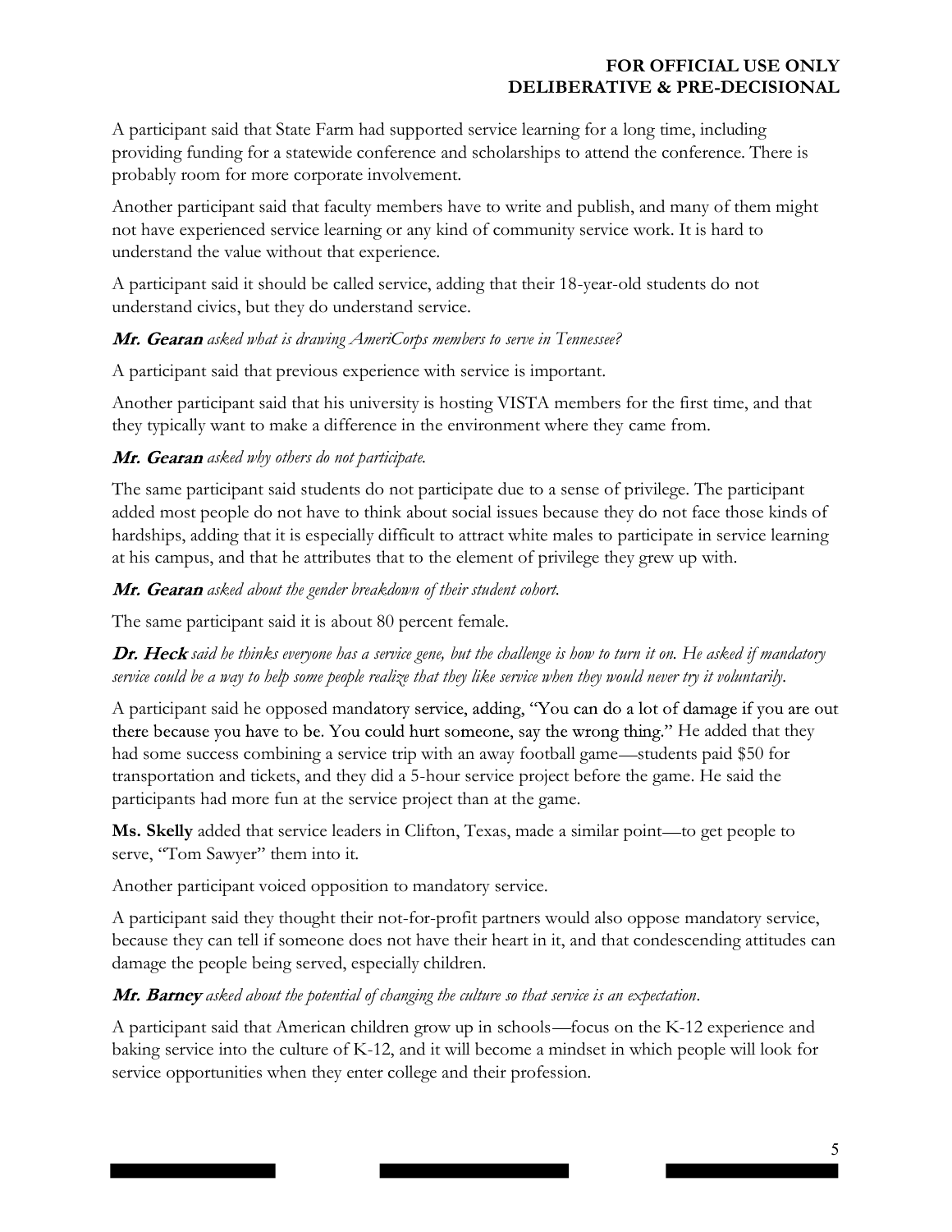A participant said that State Farm had supported service learning for a long time, including providing funding for a statewide conference and scholarships to attend the conference. There is probably room for more corporate involvement.

Another participant said that faculty members have to write and publish, and many of them might not have experienced service learning or any kind of community service work. It is hard to understand the value without that experience.

A participant said it should be called service, adding that their 18-year-old students do not understand civics, but they do understand service.

***Mr. Gearan*** *asked what is drawing AmeriCorps members to serve in Tennessee?*

A participant said that previous experience with service is important.

Another participant said that his university is hosting VISTA members for the first time, and that they typically want to make a difference in the environment where they came from.

***Mr. Gearan*** *asked why others do not participate.*

The same participant said students do not participate due to a sense of privilege. The participant added most people do not have to think about social issues because they do not face those kinds of hardships, adding that it is especially difficult to attract white males to participate in service learning at his campus, and that he attributes that to the element of privilege they grew up with.

***Mr. Gearan*** *asked about the gender breakdown of their student cohort.*

The same participant said it is about 80 percent female.

***Dr. Heck*** *said he thinks everyone has a service gene, but the challenge is how to turn it on. He asked if mandatory service could be a way to help some people realize that they like service when they would never try it voluntarily.*

A participant said he opposed mandatory service, adding, "You can do a lot of damage if you are out there because you have to be. You could hurt someone, say the wrong thing." He added that they had some success combining a service trip with an away football game—students paid $50 for transportation and tickets, and they did a 5-hour service project before the game. He said the participants had more fun at the service project than at the game.

**Ms. Skelly** added that service leaders in Clifton, Texas, made a similar point—to get people to serve, "Tom Sawyer" them into it.

Another participant voiced opposition to mandatory service.

A participant said they thought their not-for-profit partners would also oppose mandatory service, because they can tell if someone does not have their heart in it, and that condescending attitudes can damage the people being served, especially children.

***Mr. Barney*** *asked about the potential of changing the culture so that service is an expectation.*

A participant said that American children grow up in schools—focus on the K-12 experience and baking service into the culture of K-12, and it will become a mindset in which people will look for service opportunities when they enter college and their profession.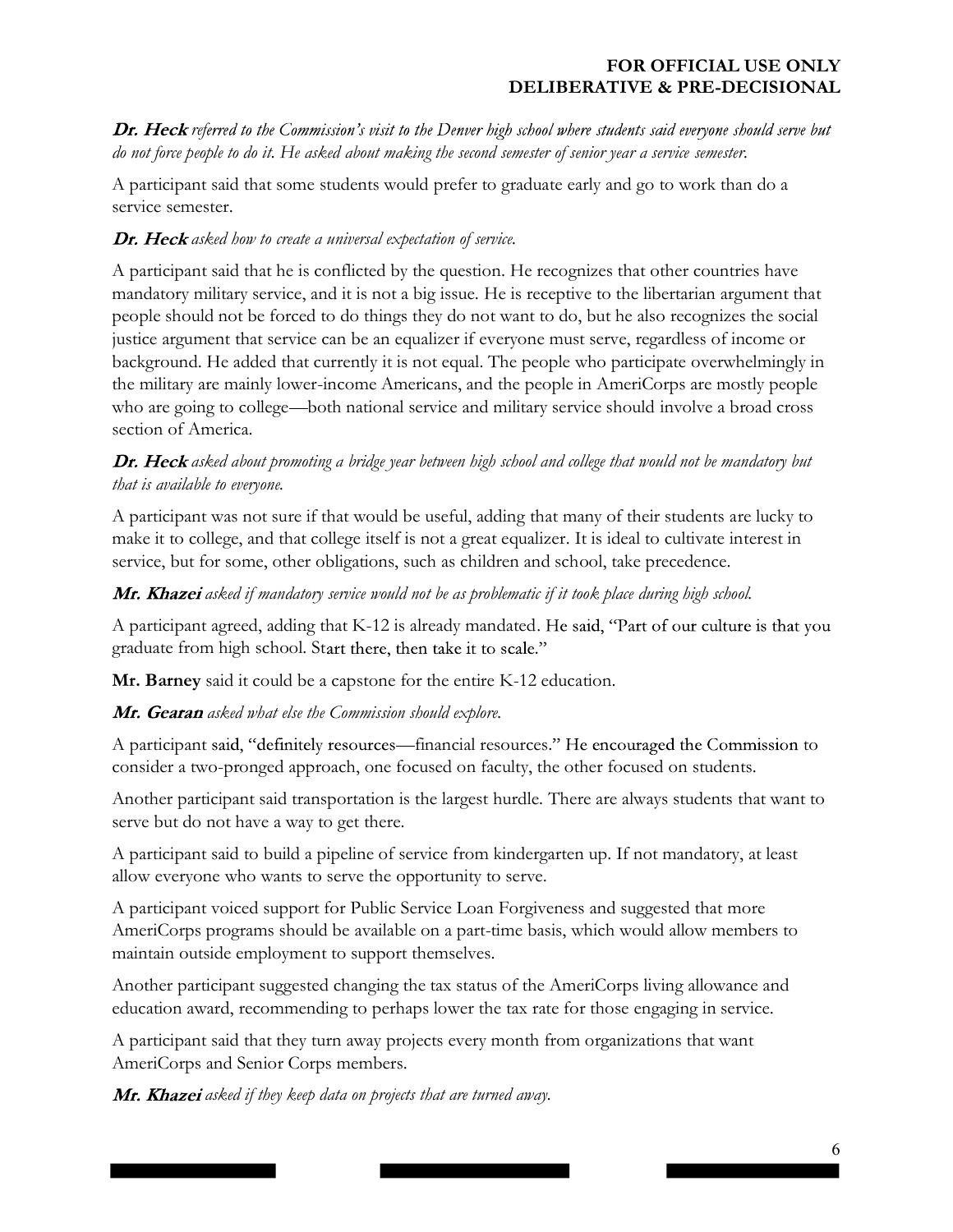***Dr. Heck*** *referred to the Commission's visit to the Denver high school where students said everyone should serve but do not force people to do it. He asked about making the second semester of senior year a service semester.*

A participant said that some students would prefer to graduate early and go to work than do a service semester.

***Dr. Heck*** *asked how to create a universal expectation of service.*

A participant said that he is conflicted by the question. He recognizes that other countries have mandatory military service, and it is not a big issue. He is receptive to the libertarian argument that people should not be forced to do things they do not want to do, but he also recognizes the social justice argument that service can be an equalizer if everyone must serve, regardless of income or background. He added that currently it is not equal. The people who participate overwhelmingly in the military are mainly lower-income Americans, and the people in AmeriCorps are mostly people who are going to college—both national service and military service should involve a broad cross section of America.

***Dr. Heck*** *asked about promoting a bridge year between high school and college that would not be mandatory but that is available to everyone.*

A participant was not sure if that would be useful, adding that many of their students are lucky to make it to college, and that college itself is not a great equalizer. It is ideal to cultivate interest in service, but for some, other obligations, such as children and school, take precedence.

***Mr. Khazei*** *asked if mandatory service would not be as problematic if it took place during high school.*

A participant agreed, adding that K-12 is already mandated. He said, "Part of our culture is that you graduate from high school. Start there, then take it to scale."

**Mr. Barney** said it could be a capstone for the entire K-12 education.

***Mr. Gearan*** *asked what else the Commission should explore.*

A participant said, "definitely resources—financial resources." He encouraged the Commission to consider a two-pronged approach, one focused on faculty, the other focused on students.

Another participant said transportation is the largest hurdle. There are always students that want to serve but do not have a way to get there.

A participant said to build a pipeline of service from kindergarten up. If not mandatory, at least allow everyone who wants to serve the opportunity to serve.

A participant voiced support for Public Service Loan Forgiveness and suggested that more AmeriCorps programs should be available on a part-time basis, which would allow members to maintain outside employment to support themselves.

Another participant suggested changing the tax status of the AmeriCorps living allowance and education award, recommending to perhaps lower the tax rate for those engaging in service.

A participant said that they turn away projects every month from organizations that want AmeriCorps and Senior Corps members.

***Mr. Khazei*** *asked if they keep data on projects that are turned away.*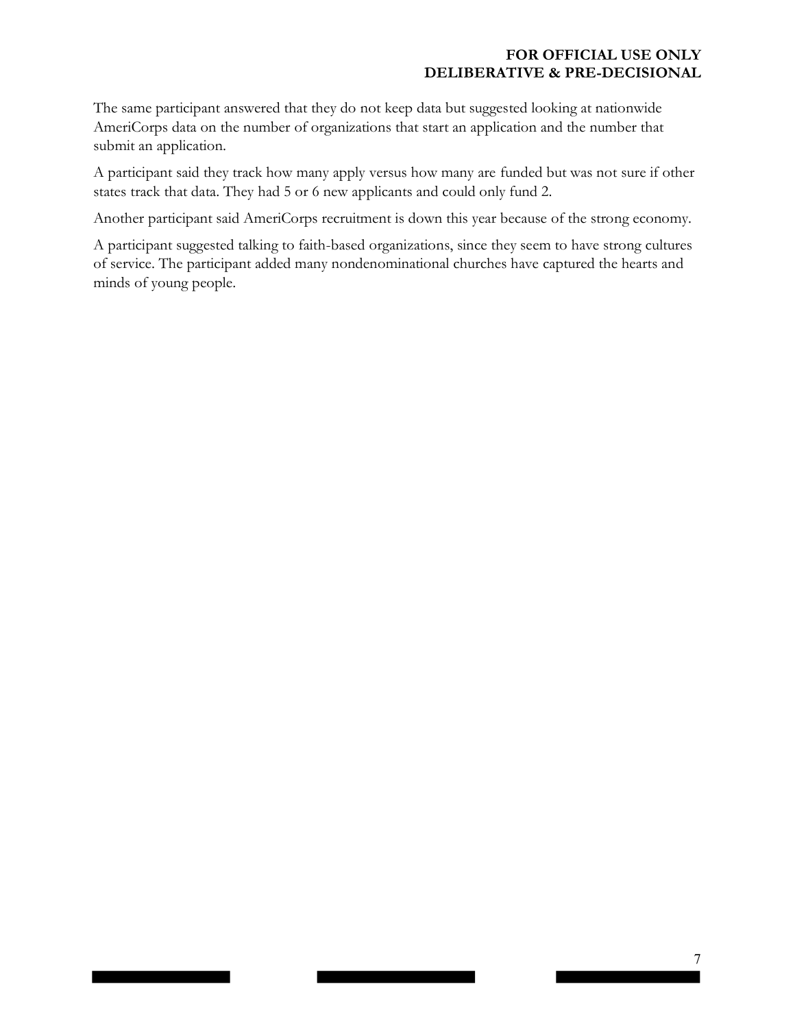The same participant answered that they do not keep data but suggested looking at nationwide AmeriCorps data on the number of organizations that start an application and the number that submit an application.

A participant said they track how many apply versus how many are funded but was not sure if other states track that data. They had 5 or 6 new applicants and could only fund 2.

Another participant said AmeriCorps recruitment is down this year because of the strong economy.

A participant suggested talking to faith-based organizations, since they seem to have strong cultures of service. The participant added many nondenominational churches have captured the hearts and minds of young people.